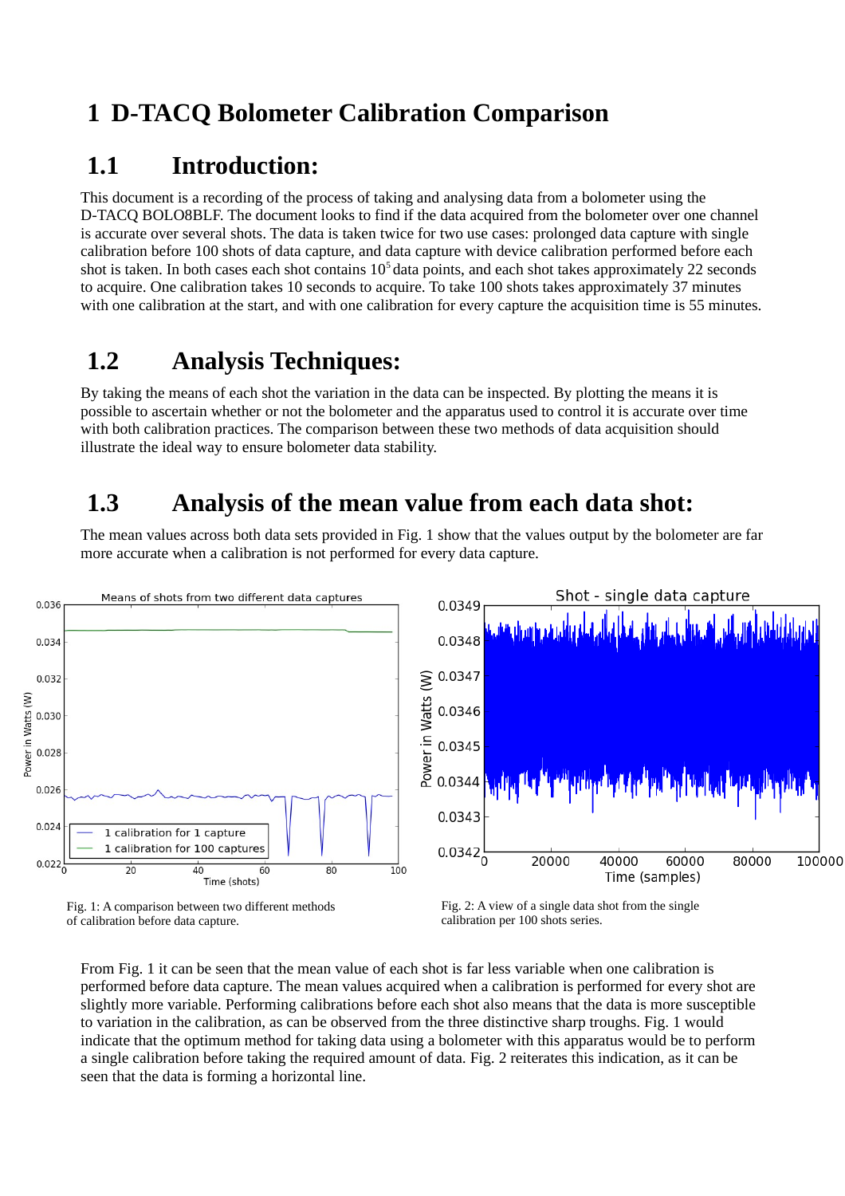# 1 D-TACQ Bolometer Calibration Comparison

## 1.1 Introduction:

This document is a recording of the process of taking and analysing data from a bolometer using the D-TACQ BOLO8BLF. The document looks to find if the data acquired from the bolometer over one channel is accurate over several shots. The data is taken twice for two use cases: prolonged data capture with single calibration before 100 shots of data capture, and data capture with device calibration performed before each shot is taken. In both cases each shot contains $10^5$ data points, and each shot takes approximately 22 seconds to acquire. One calibration takes 10 seconds to acquire. To take 100 shots takes approximately 37 minutes with one calibration at the start, and with one calibration for every capture the acquisition time is 55 minutes.

## 1.2 Analysis Techniques:

By taking the means of each shot the variation in the data can be inspected. By plotting the means it is possible to ascertain whether or not the bolometer and the apparatus used to control it is accurate over time with both calibration practices. The comparison between these two methods of data acquisition should illustrate the ideal way to ensure bolometer data stability.

## 1.3 Analysis of the mean value from each data shot:

The mean values across both data sets provided in Fig. 1 show that the values output by the bolometer are far more accurate when a calibration is not performed for every data capture.

Fig. 1: A comparison between two different methods of calibration before data capture.

Fig. 2: A view of a single data shot from the single calibration per 100 shots series.

From Fig. 1 it can be seen that the mean value of each shot is far less variable when one calibration is performed before data capture. The mean values acquired when a calibration is performed for every shot are slightly more variable. Performing calibrations before each shot also means that the data is more susceptible to variation in the calibration, as can be observed from the three distinctive sharp troughs. Fig. 1 would indicate that the optimum method for taking data using a bolometer with this apparatus would be to perform a single calibration before taking the required amount of data. Fig. 2 reiterates this indication, as it can be seen that the data is forming a horizontal line.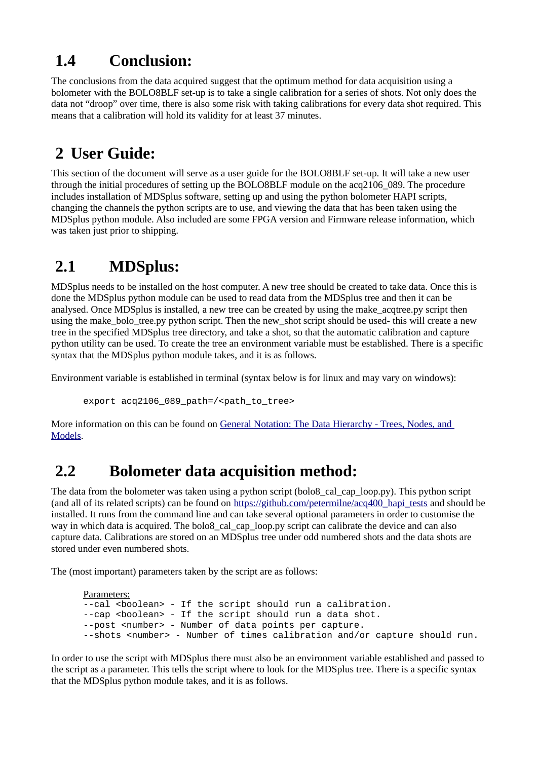## 1.4 Conclusion:

The conclusions from the data acquired suggest that the optimum method for data acquisition using a bolometer with the BOLO8BLF set-up is to take a single calibration for a series of shots. Not only does the data not "droop" over time, there is also some risk with taking calibrations for every data shot required. This means that a calibration will hold its validity for at least 37 minutes.

# 2 User Guide:

This section of the document will serve as a user guide for the BOLO8BLF set-up. It will take a new user through the initial procedures of setting up the BOLO8BLF module on the acq2106_089. The procedure includes installation of MDSplus software, setting up and using the python bolometer HAPI scripts, changing the channels the python scripts are to use, and viewing the data that has been taken using the MDSplus python module. Also included are some FPGA version and Firmware release information, which was taken just prior to shipping.

## 2.1 MDSplus:

MDSplus needs to be installed on the host computer. A new tree should be created to take data. Once this is done the MDSplus python module can be used to read data from the MDSplus tree and then it can be analysed. Once MDSplus is installed, a new tree can be created by using the make_acqtree.py script then using the make_bolo_tree.py python script. Then the new_shot script should be used- this will create a new tree in the specified MDSplus tree directory, and take a shot, so that the automatic calibration and capture python utility can be used. To create the tree an environment variable must be established. There is a specific syntax that the MDSplus python module takes, and it is as follows.

Environment variable is established in terminal (syntax below is for linux and may vary on windows):

```
export acq2106_089_path=/<path_to_tree>
```

More information on this can be found on [General Notation: The Data Hierarchy - Trees, Nodes, and Models]().

## 2.2 Bolometer data acquisition method:

The data from the bolometer was taken using a python script (bolo8_cal_cap_loop.py). This python script (and all of its related scripts) can be found on https://github.com/petermilne/acq400_hapi_tests and should be installed. It runs from the command line and can take several optional parameters in order to customise the way in which data is acquired. The bolo8_cal_cap_loop.py script can calibrate the device and can also capture data. Calibrations are stored on an MDSplus tree under odd numbered shots and the data shots are stored under even numbered shots.

The (most important) parameters taken by the script are as follows:

Parameters:
```
--cal <boolean> - If the script should run a calibration.
--cap <boolean> - If the script should run a data shot.
--post <number> - Number of data points per capture.
--shots <number> - Number of times calibration and/or capture should run.
```

In order to use the script with MDSplus there must also be an environment variable established and passed to the script as a parameter. This tells the script where to look for the MDSplus tree. There is a specific syntax that the MDSplus python module takes, and it is as follows.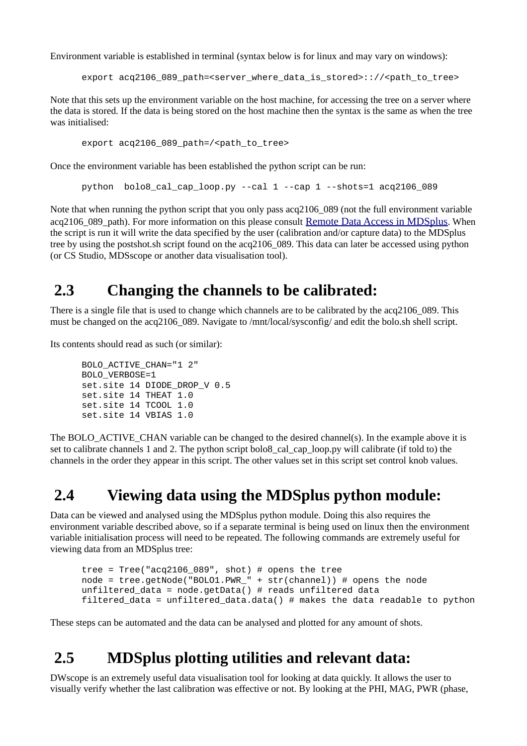Environment variable is established in terminal (syntax below is for linux and may vary on windows):

```
export acq2106_089_path=<server_where_data_is_stored>:://<path_to_tree>
```

Note that this sets up the environment variable on the host machine, for accessing the tree on a server where the data is stored. If the data is being stored on the host machine then the syntax is the same as when the tree was initialised:

```
export acq2106_089_path=/<path_to_tree>
```

Once the environment variable has been established the python script can be run:

```
python  bolo8_cal_cap_loop.py --cal 1 --cap 1 --shots=1 acq2106_089
```

Note that when running the python script that you only pass acq2106_089 (not the full environment variable acq2106_089_path). For more information on this please consult [Remote Data Access in MDSplus](). When the script is run it will write the data specified by the user (calibration and/or capture data) to the MDSplus tree by using the postshot.sh script found on the acq2106_089. This data can later be accessed using python (or CS Studio, MDSscope or another data visualisation tool).

## 2.3 Changing the channels to be calibrated:

There is a single file that is used to change which channels are to be calibrated by the acq2106_089. This must be changed on the acq2106_089. Navigate to /mnt/local/sysconfig/ and edit the bolo.sh shell script.

Its contents should read as such (or similar):

```
BOLO_ACTIVE_CHAN="1 2"
BOLO_VERBOSE=1
set.site 14 DIODE_DROP_V 0.5
set.site 14 THEAT 1.0
set.site 14 TCOOL 1.0
set.site 14 VBIAS 1.0
```

The BOLO_ACTIVE_CHAN variable can be changed to the desired channel(s). In the example above it is set to calibrate channels 1 and 2. The python script bolo8_cal_cap_loop.py will calibrate (if told to) the channels in the order they appear in this script. The other values set in this script set control knob values.

## 2.4 Viewing data using the MDSplus python module:

Data can be viewed and analysed using the MDSplus python module. Doing this also requires the environment variable described above, so if a separate terminal is being used on linux then the environment variable initialisation process will need to be repeated. The following commands are extremely useful for viewing data from an MDSplus tree:

```
tree = Tree("acq2106_089", shot) # opens the tree
node = tree.getNode("BOLO1.PWR_" + str(channel)) # opens the node
unfiltered_data = node.getData() # reads unfiltered data
filtered_data = unfiltered_data.data() # makes the data readable to python
```

These steps can be automated and the data can be analysed and plotted for any amount of shots.

## 2.5 MDSplus plotting utilities and relevant data:

DWscope is an extremely useful data visualisation tool for looking at data quickly. It allows the user to visually verify whether the last calibration was effective or not. By looking at the PHI, MAG, PWR (phase,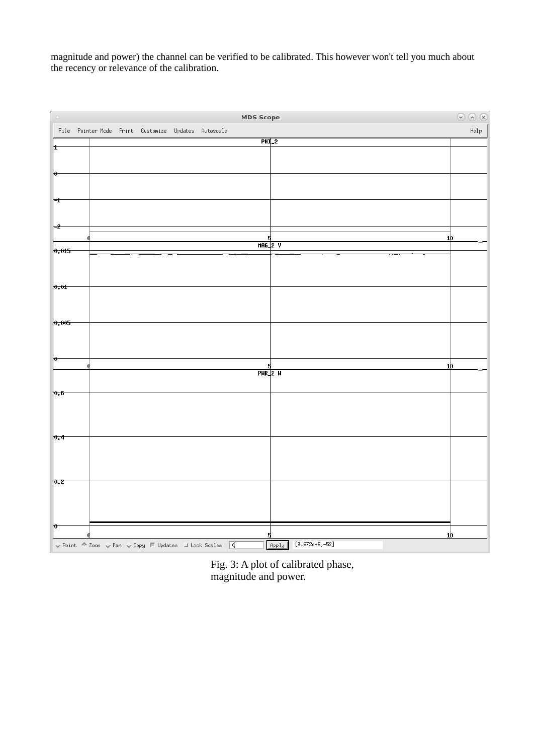magnitude and power) the channel can be verified to be calibrated. This however won't tell you much about the recency or relevance of the calibration.

Fig. 3: A plot of calibrated phase, magnitude and power.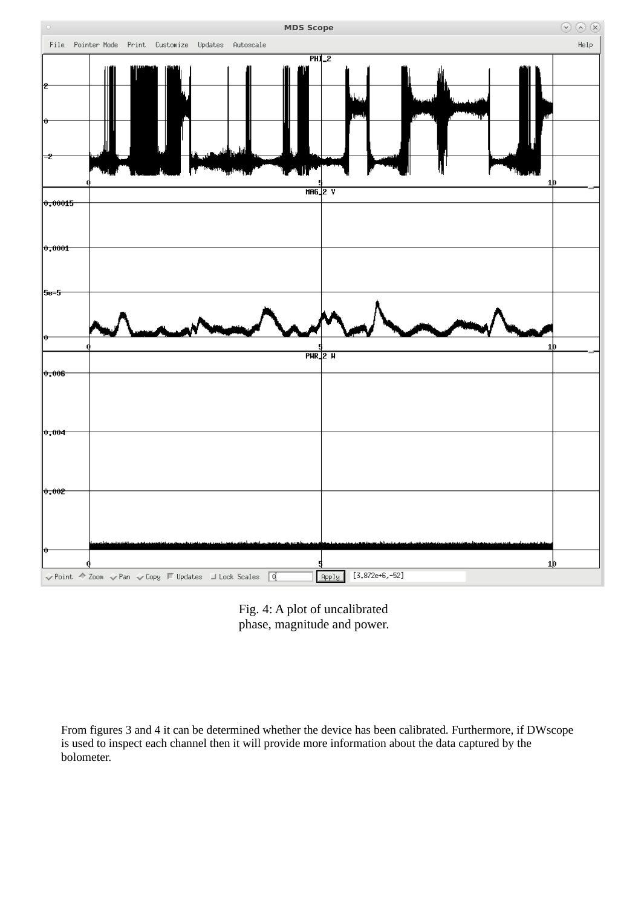Fig. 4: A plot of uncalibrated phase, magnitude and power.

From figures 3 and 4 it can be determined whether the device has been calibrated. Furthermore, if DWscope is used to inspect each channel then it will provide more information about the data captured by the bolometer.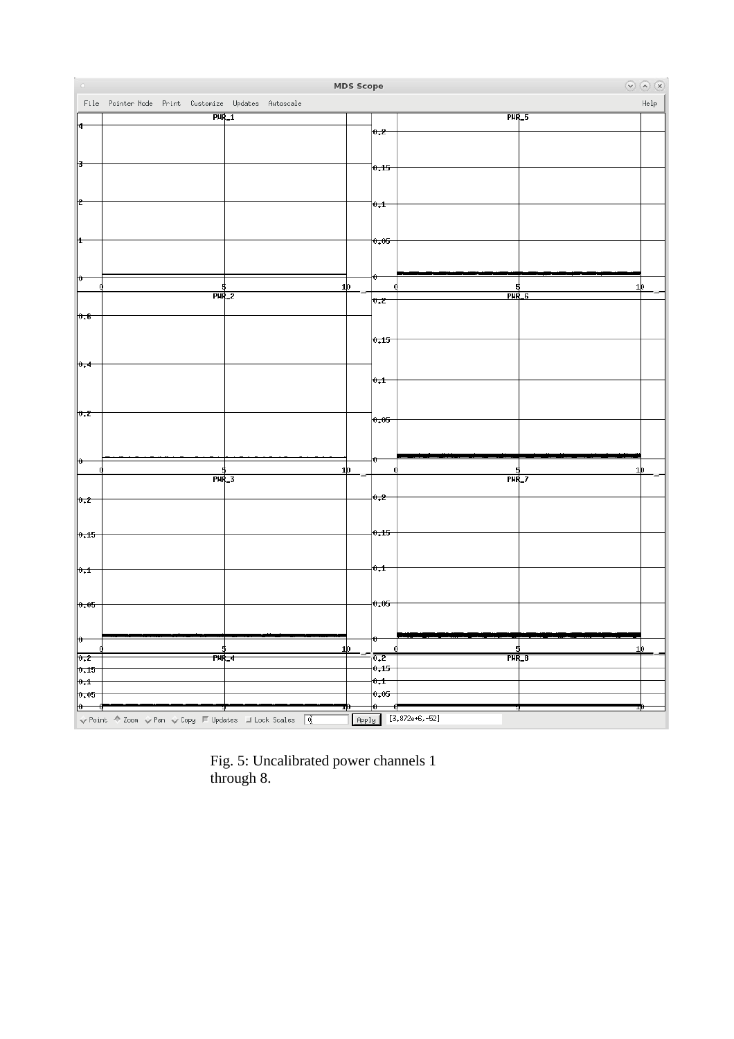Fig. 5: Uncalibrated power channels 1 through 8.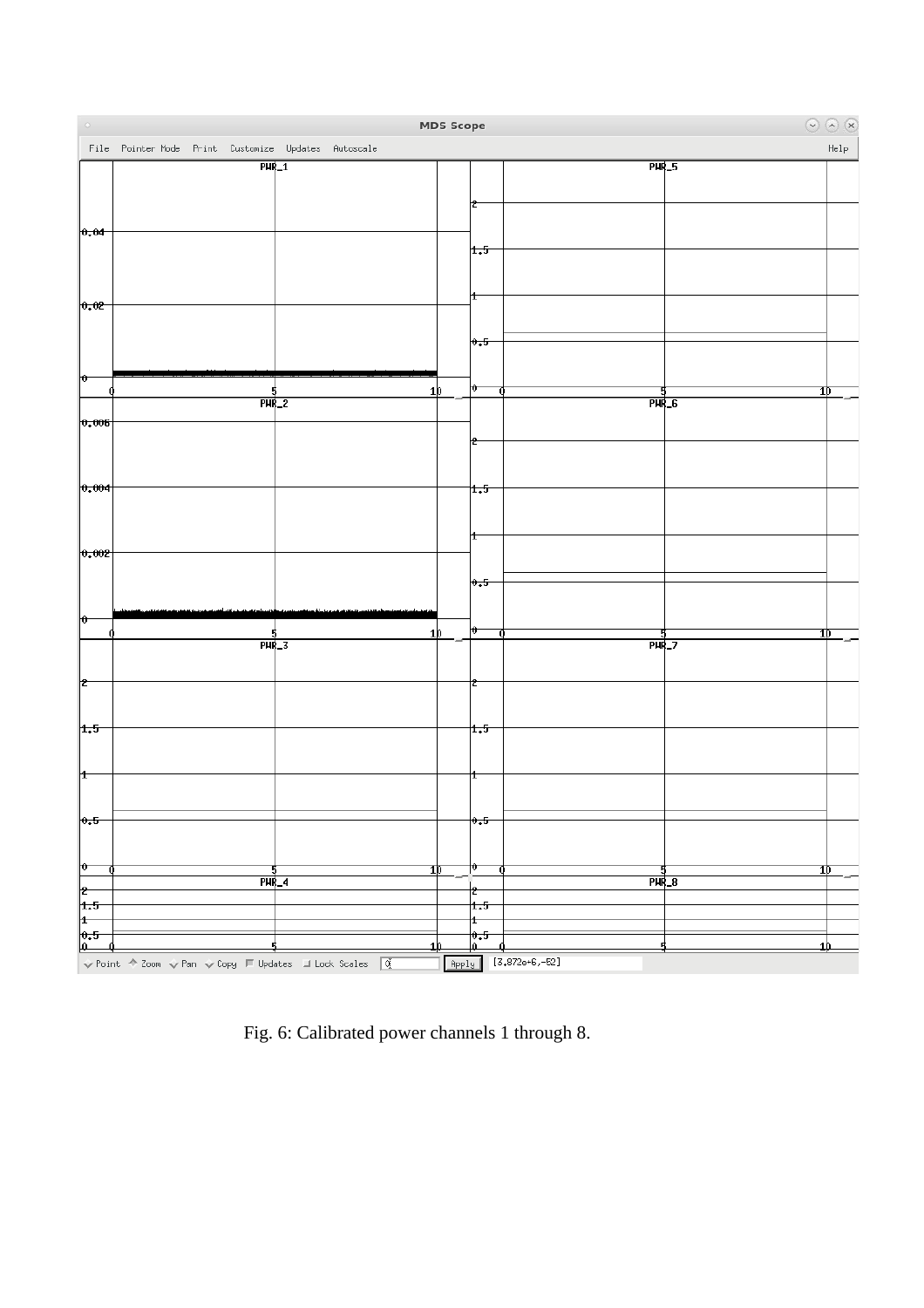Fig. 6: Calibrated power channels 1 through 8.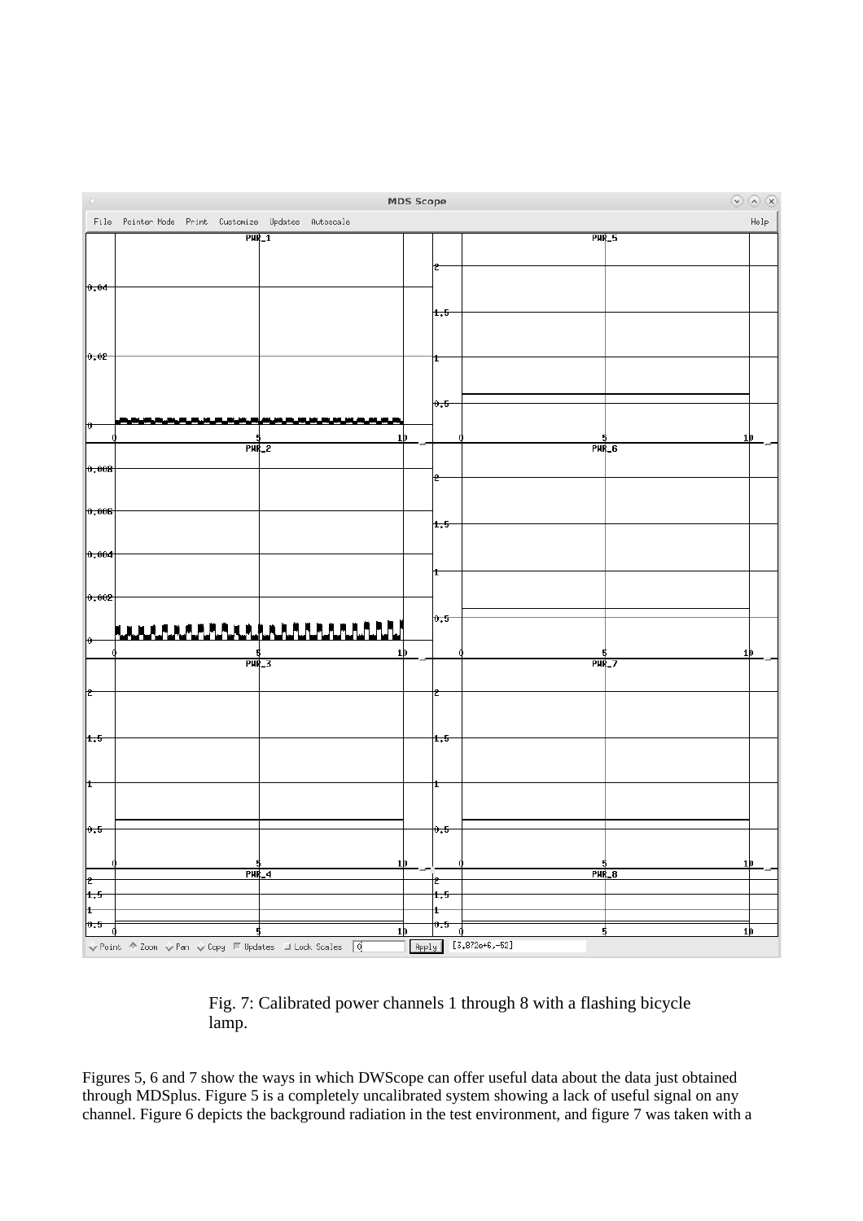Fig. 7: Calibrated power channels 1 through 8 with a flashing bicycle lamp.

Figures 5, 6 and 7 show the ways in which DWScope can offer useful data about the data just obtained through MDSplus. Figure 5 is a completely uncalibrated system showing a lack of useful signal on any channel. Figure 6 depicts the background radiation in the test environment, and figure 7 was taken with a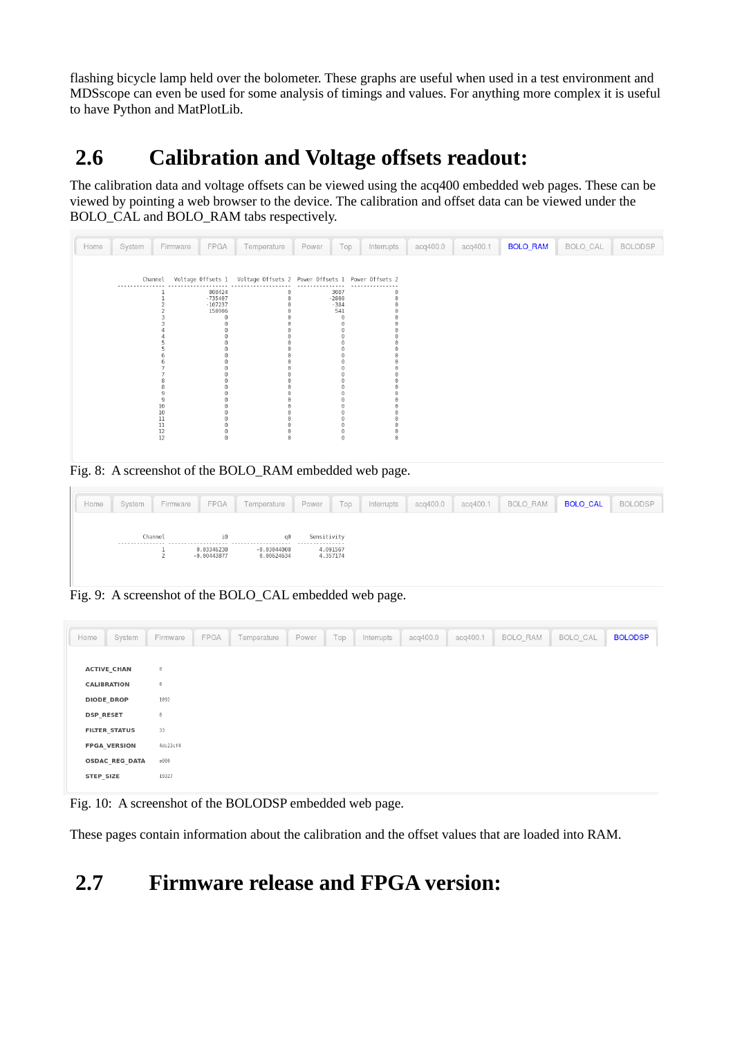flashing bicycle lamp held over the bolometer. These graphs are useful when used in a test environment and MDSscope can even be used for some analysis of timings and values. For anything more complex it is useful to have Python and MatPlotLib.

## 2.6 Calibration and Voltage offsets readout:

The calibration data and voltage offsets can be viewed using the acq400 embedded web pages. These can be viewed by pointing a web browser to the device. The calibration and offset data can be viewed under the BOLO_CAL and BOLO_RAM tabs respectively.

Home | System | Firmware | FPGA | Temperature | Power | Top | Interrupts | acq400.0 | acq400.1 | BOLO_RAM | BOLO_CAL | BOLODSP

| Channel | Voltage Offsets 1 | Voltage Offsets 2 | Power Offsets 1 | Power Offsets 2 |
|---|---|---|---|---|
| 1 | 808424 | 0 | 3087 | 0 |
| 1 | -735407 | 0 | -2880 | 0 |
| 2 | -107237 | 0 | -384 | 0 |
| 2 | 150906 | 0 | 541 | 0 |
| 3 | 0 | 0 | 0 | 0 |
| 3 | 0 | 0 | 0 | 0 |
| 4 | 0 | 0 | 0 | 0 |
| 4 | 0 | 0 | 0 | 0 |
| 5 | 0 | 0 | 0 | 0 |
| 5 | 0 | 0 | 0 | 0 |
| 6 | 0 | 0 | 0 | 0 |
| 6 | 0 | 0 | 0 | 0 |
| 7 | 0 | 0 | 0 | 0 |
| 7 | 0 | 0 | 0 | 0 |
| 8 | 0 | 0 | 0 | 0 |
| 8 | 0 | 0 | 0 | 0 |
| 9 | 0 | 0 | 0 | 0 |
| 9 | 0 | 0 | 0 | 0 |
| 10 | 0 | 0 | 0 | 0 |
| 10 | 0 | 0 | 0 | 0 |
| 11 | 0 | 0 | 0 | 0 |
| 11 | 0 | 0 | 0 | 0 |
| 12 | 0 | 0 | 0 | 0 |
| 12 | 0 | 0 | 0 | 0 |

Fig. 8: A screenshot of the BOLO_RAM embedded web page.

Home | System | Firmware | FPGA | Temperature | Power | Top | Interrupts | acq400.0 | acq400.1 | BOLO_RAM | BOLO_CAL | BOLODSP

| Channel | i0 | q0 | Sensitivity |
|---|---|---|---|
| 1 | 0.03346238 | -0.03044008 | 4.091567 |
| 2 | -0.00443877 | 0.00624634 | 4.357174 |

Fig. 9: A screenshot of the BOLO_CAL embedded web page.

Home | System | Firmware | FPGA | Temperature | Power | Top | Interrupts | acq400.0 | acq400.1 | BOLO_RAM | BOLO_CAL | BOLODSP

| | |
|---|---|
| **ACTIVE_CHAN** | 8 |
| **CALIBRATION** | 8 |
| **DIODE_DROP** | 1092 |
| **DSP_RESET** | 0 |
| **FILTER_STATUS** | 33 |
| **FPGA_VERSION** | 4dc23cf4 |
| **OSDAC_REG_DATA** | e000 |
| **STEP_SIZE** | 19327 |

Fig. 10: A screenshot of the BOLODSP embedded web page.

These pages contain information about the calibration and the offset values that are loaded into RAM.

## 2.7 Firmware release and FPGA version: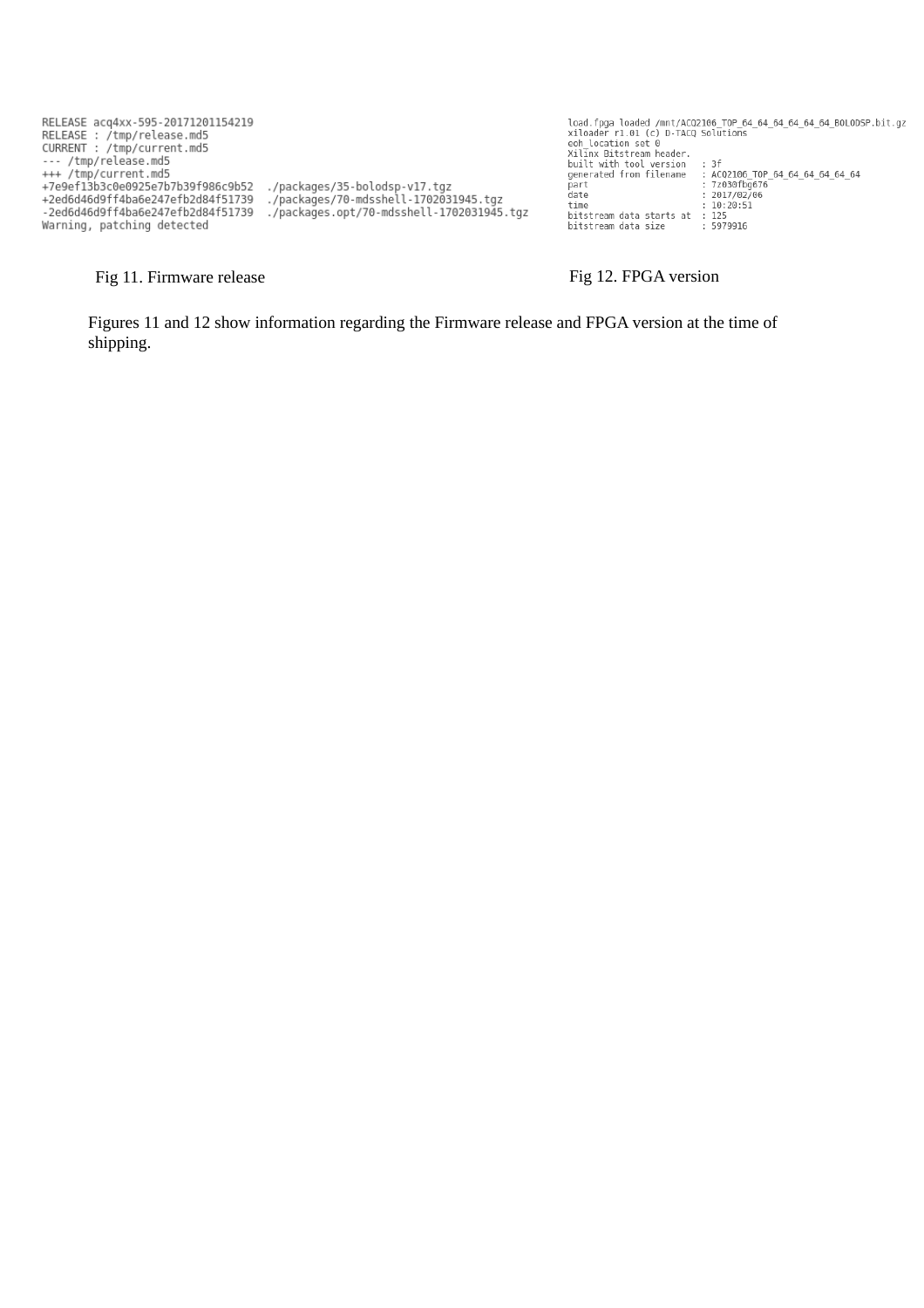```
RELEASE acq4xx-595-20171201154219
RELEASE : /tmp/release.md5
CURRENT : /tmp/current.md5
--- /tmp/release.md5
+++ /tmp/current.md5
+7e9ef13b3c0e0925e7b7b39f986c9b52  ./packages/35-bolodsp-v17.tgz
+2ed6d46d9ff4ba6e247efb2d84f51739  ./packages/70-mdsshell-1702031945.tgz
-2ed6d46d9ff4ba6e247efb2d84f51739  ./packages.opt/70-mdsshell-1702031945.tgz
Warning, patching detected
```

Fig 11. Firmware release

```
load.fpga loaded /mnt/ACQ2106_TOP_64_64_64_64_64_64_BOLODSP.bit.gz
xiloader r1.01 (c) D-TACQ Solutions
eoh_location set 0
Xilinx Bitstream header.
built with tool version   : 3f
generated from filename   : ACQ2106_TOP_64_64_64_64_64_64
part                      : 7z030fbg676
date                      : 2017/02/06
time                      : 10:20:51
bitstream data starts at  : 125
bitstream data size       : 5979916
```

Fig 12. FPGA version

Figures 11 and 12 show information regarding the Firmware release and FPGA version at the time of shipping.